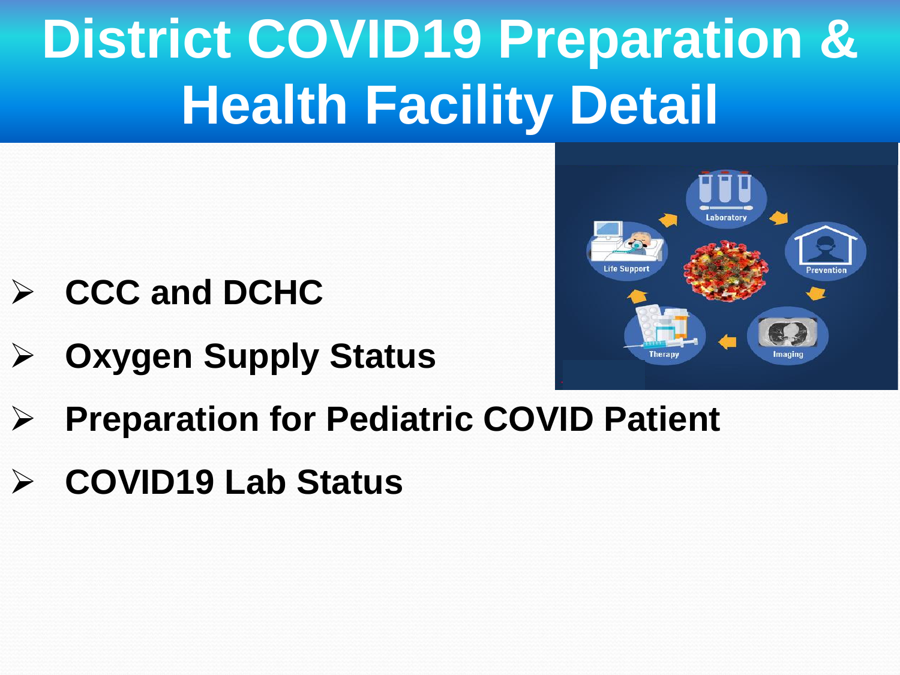# District COVID19 Preparation & Health Facility Detail

- **CCC and DCHC**
- **Oxygen Supply Status**
- **Preparation for Pediatric COVID Patient**
- **COVID19 Lab Status**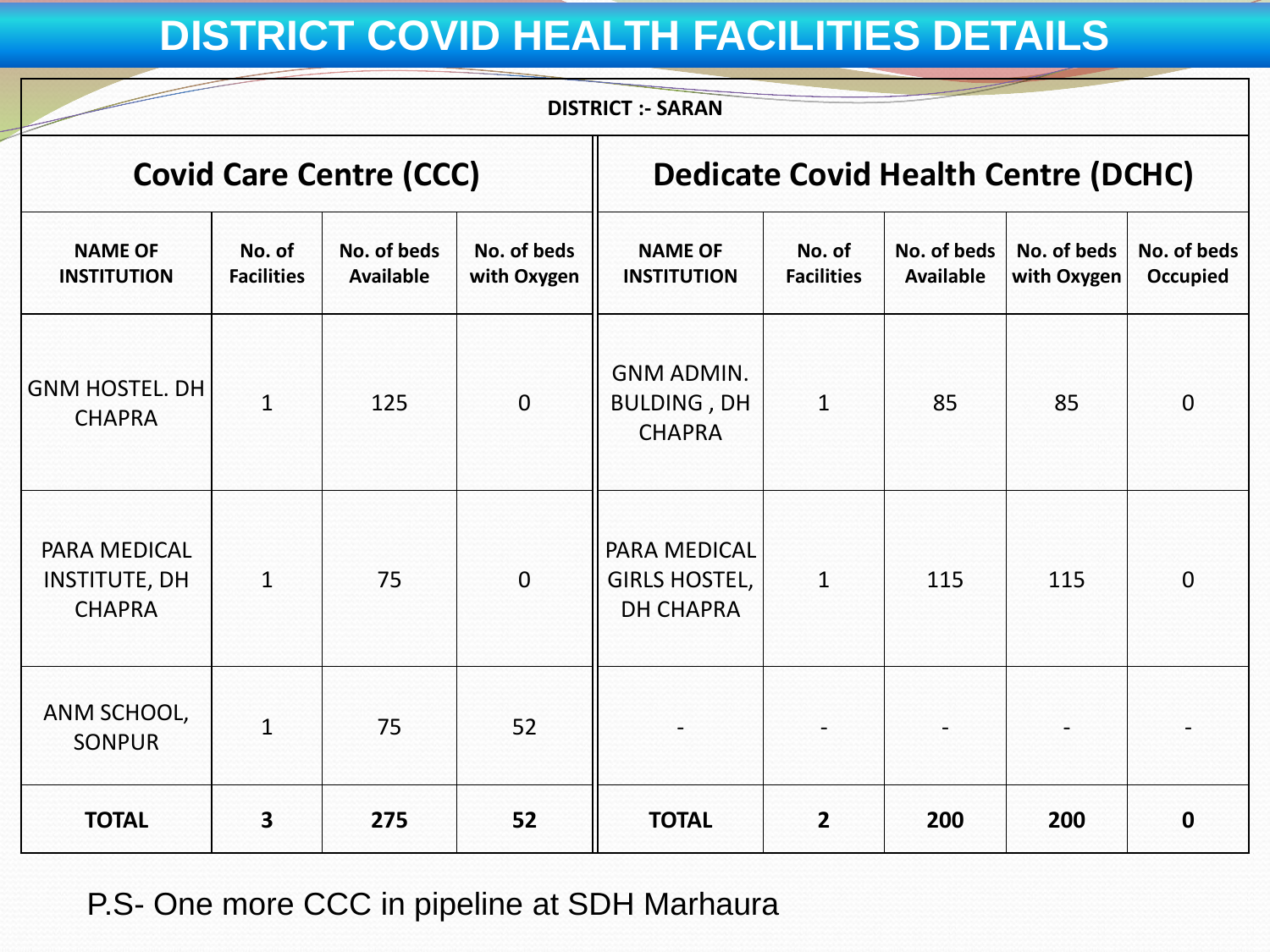# DISTRICT COVID HEALTH FACILITIES DETAILS

| DISTRICT :- SARAN | | | | | | | | |
|---|---|---|---|---|---|---|---|---|
| **Covid Care Centre (CCC)** | | | | **Dedicate Covid Health Centre (DCHC)** | | | | |
| **NAME OF INSTITUTION** | **No. of Facilities** | **No. of beds Available** | **No. of beds with Oxygen** | **NAME OF INSTITUTION** | **No. of Facilities** | **No. of beds Available** | **No. of beds with Oxygen** | **No. of beds Occupied** |
| GNM HOSTEL. DH CHAPRA | 1 | 125 | 0 | GNM ADMIN. BULDING , DH CHAPRA | 1 | 85 | 85 | 0 |
| PARA MEDICAL INSTITUTE, DH CHAPRA | 1 | 75 | 0 | PARA MEDICAL GIRLS HOSTEL, DH CHAPRA | 1 | 115 | 115 | 0 |
| ANM SCHOOL, SONPUR | 1 | 75 | 52 | - | - | - | - | - |
| **TOTAL** | **3** | **275** | **52** | **TOTAL** | **2** | **200** | **200** | **0** |

P.S- One more CCC in pipeline at SDH Marhaura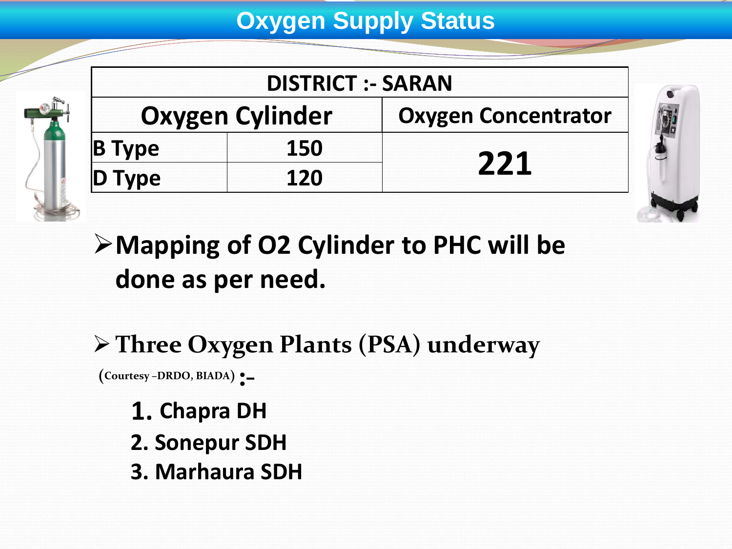# Oxygen Supply Status

| DISTRICT :- SARAN | | |
|---|---|---|
| Oxygen Cylinder | | Oxygen Concentrator |
| B Type | 150 | 221 |
| D Type | 120 | |

- **Mapping of O2 Cylinder to PHC will be done as per need.**

- **Three Oxygen Plants (PSA) underway** (Courtesy –DRDO, BIADA) **:-**

  1. **Chapra DH**
  2. **Sonepur SDH**
  3. **Marhaura SDH**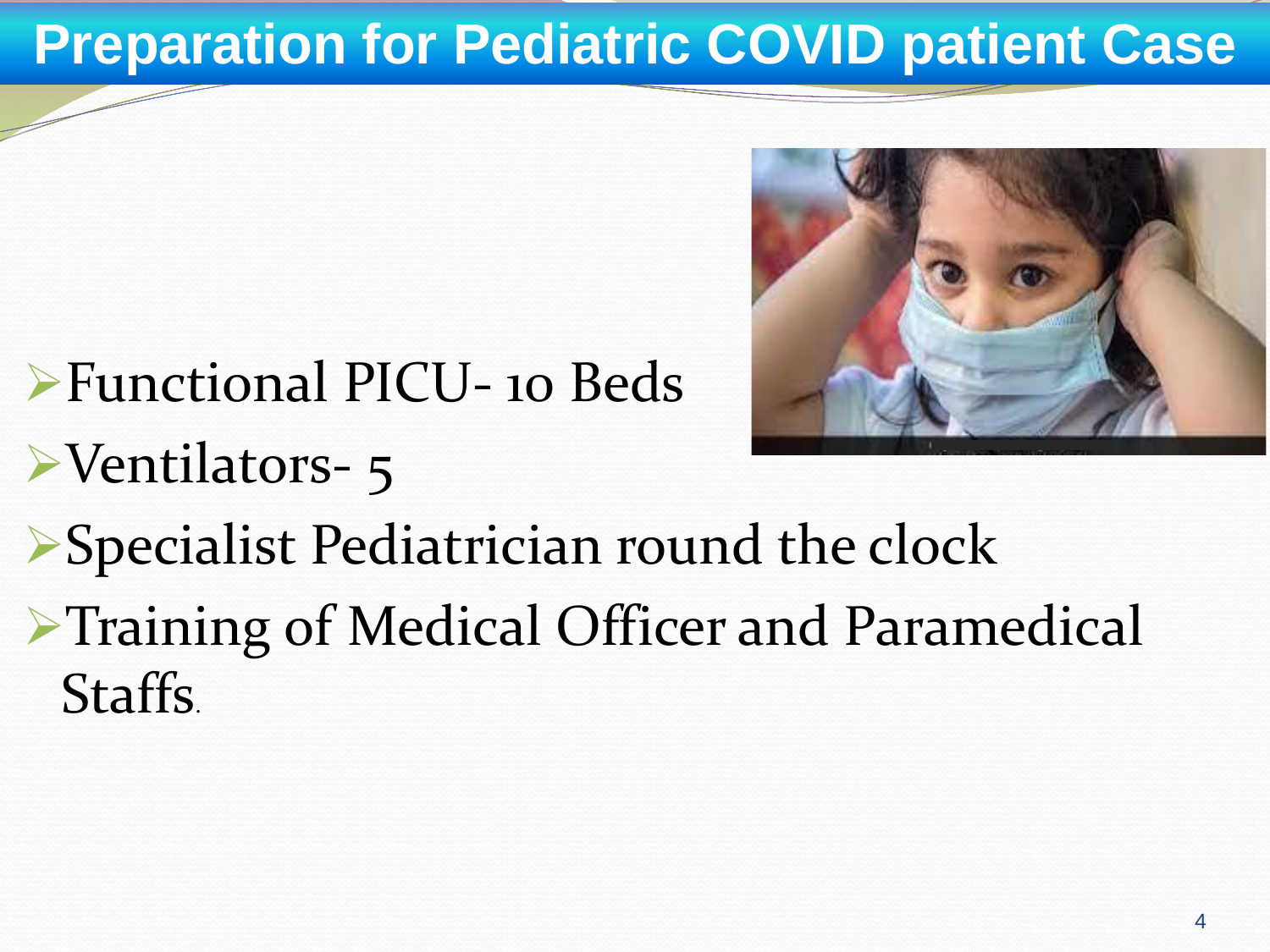# Preparation for Pediatric COVID patient Case

- Functional PICU- 10 Beds
- Ventilators- 5
- Specialist Pediatrician round the clock
- Training of Medical Officer and Paramedical Staffs.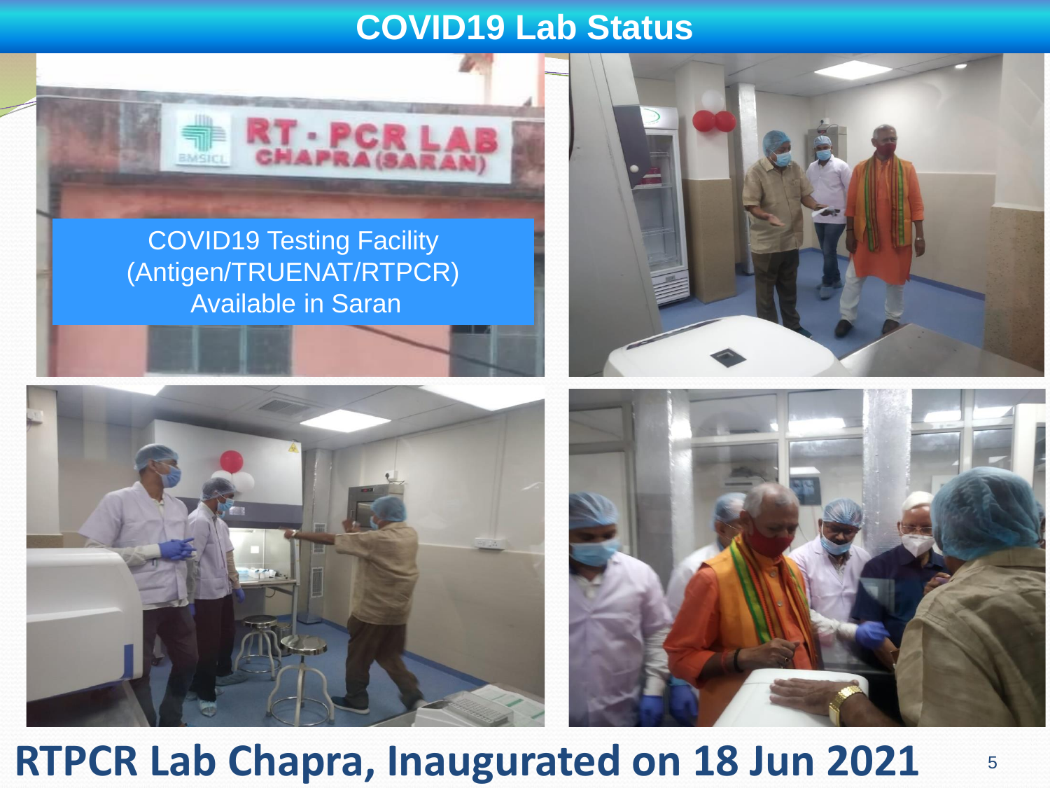# COVID19 Lab Status

COVID19 Testing Facility
(Antigen/TRUENAT/RTPCR)
Available in Saran

**RTPCR Lab Chapra, Inaugurated on 18 Jun 2021**